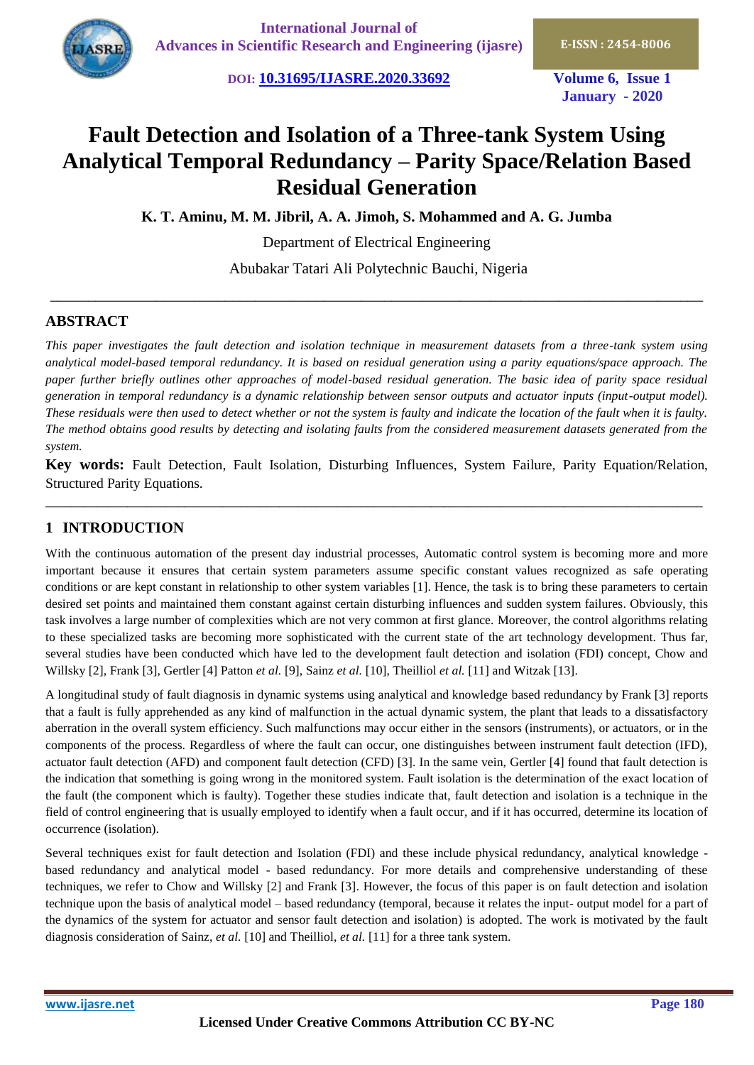# Fault Detection and Isolation of a Three-tank System Using Analytical Temporal Redundancy – Parity Space/Relation Based Residual Generation

**K. T. Aminu, M. M. Jibril, A. A. Jimoh, S. Mohammed and A. G. Jumba**

Department of Electrical Engineering

Abubakar Tatari Ali Polytechnic Bauchi, Nigeria

## ABSTRACT

*This paper investigates the fault detection and isolation technique in measurement datasets from a three-tank system using analytical model-based temporal redundancy. It is based on residual generation using a parity equations/space approach. The paper further briefly outlines other approaches of model-based residual generation. The basic idea of parity space residual generation in temporal redundancy is a dynamic relationship between sensor outputs and actuator inputs (input-output model). These residuals were then used to detect whether or not the system is faulty and indicate the location of the fault when it is faulty. The method obtains good results by detecting and isolating faults from the considered measurement datasets generated from the system.*

**Key words:** Fault Detection, Fault Isolation, Disturbing Influences, System Failure, Parity Equation/Relation, Structured Parity Equations.

## 1 INTRODUCTION

With the continuous automation of the present day industrial processes, Automatic control system is becoming more and more important because it ensures that certain system parameters assume specific constant values recognized as safe operating conditions or are kept constant in relationship to other system variables [1]. Hence, the task is to bring these parameters to certain desired set points and maintained them constant against certain disturbing influences and sudden system failures. Obviously, this task involves a large number of complexities which are not very common at first glance. Moreover, the control algorithms relating to these specialized tasks are becoming more sophisticated with the current state of the art technology development. Thus far, several studies have been conducted which have led to the development fault detection and isolation (FDI) concept, Chow and Willsky [2], Frank [3], Gertler [4] Patton *et al.* [9], Sainz *et al.* [10], Theilliol *et al.* [11] and Witzak [13].

A longitudinal study of fault diagnosis in dynamic systems using analytical and knowledge based redundancy by Frank [3] reports that a fault is fully apprehended as any kind of malfunction in the actual dynamic system, the plant that leads to a dissatisfactory aberration in the overall system efficiency. Such malfunctions may occur either in the sensors (instruments), or actuators, or in the components of the process. Regardless of where the fault can occur, one distinguishes between instrument fault detection (IFD), actuator fault detection (AFD) and component fault detection (CFD) [3]. In the same vein, Gertler [4] found that fault detection is the indication that something is going wrong in the monitored system. Fault isolation is the determination of the exact location of the fault (the component which is faulty). Together these studies indicate that, fault detection and isolation is a technique in the field of control engineering that is usually employed to identify when a fault occur, and if it has occurred, determine its location of occurrence (isolation).

Several techniques exist for fault detection and Isolation (FDI) and these include physical redundancy, analytical knowledge - based redundancy and analytical model - based redundancy. For more details and comprehensive understanding of these techniques, we refer to Chow and Willsky [2] and Frank [3]. However, the focus of this paper is on fault detection and isolation technique upon the basis of analytical model – based redundancy (temporal, because it relates the input- output model for a part of the dynamics of the system for actuator and sensor fault detection and isolation) is adopted. The work is motivated by the fault diagnosis consideration of Sainz, *et al.* [10] and Theilliol, *et al.* [11] for a three tank system.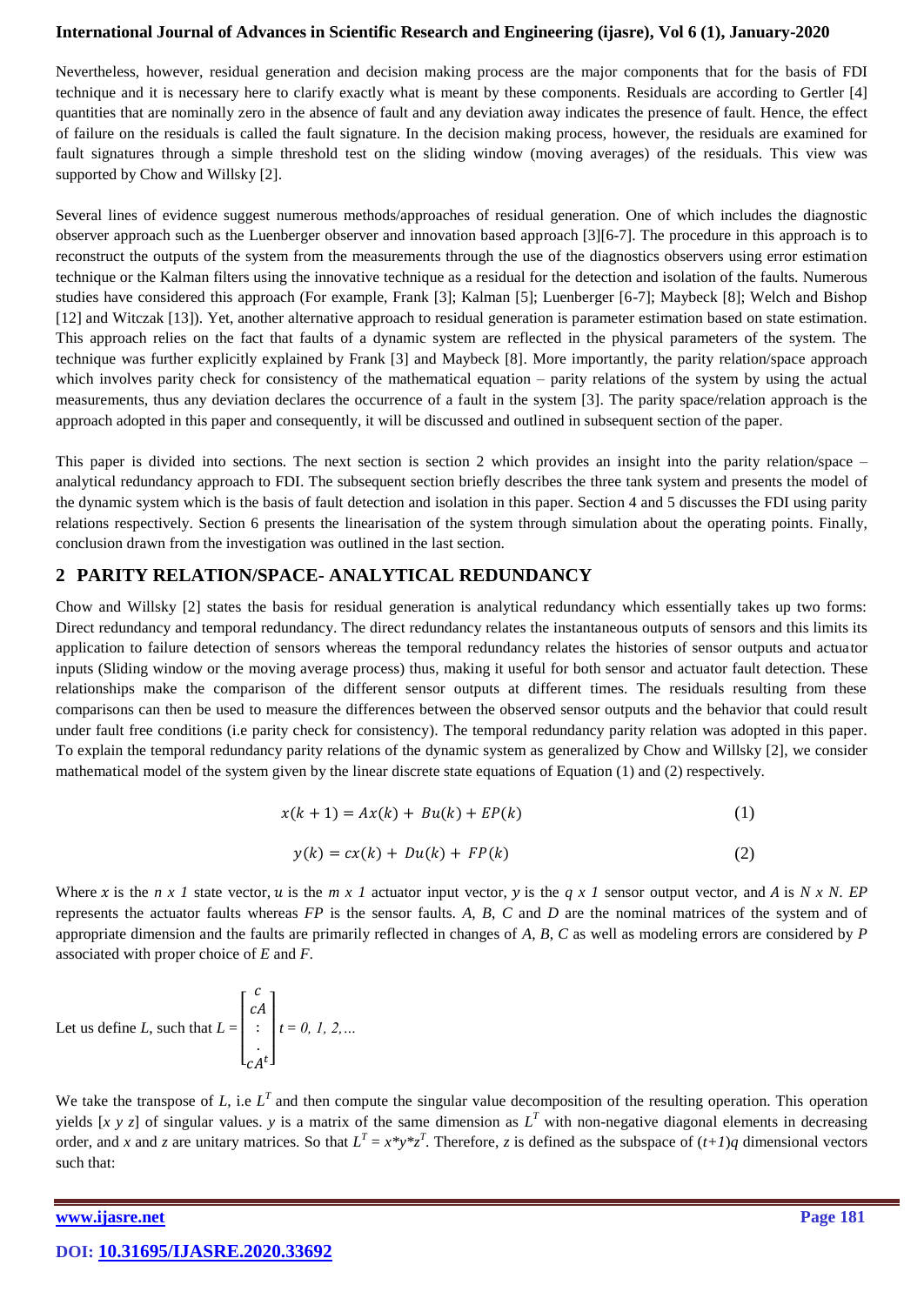Nevertheless, however, residual generation and decision making process are the major components that for the basis of FDI technique and it is necessary here to clarify exactly what is meant by these components. Residuals are according to Gertler [4] quantities that are nominally zero in the absence of fault and any deviation away indicates the presence of fault. Hence, the effect of failure on the residuals is called the fault signature. In the decision making process, however, the residuals are examined for fault signatures through a simple threshold test on the sliding window (moving averages) of the residuals. This view was supported by Chow and Willsky [2].

Several lines of evidence suggest numerous methods/approaches of residual generation. One of which includes the diagnostic observer approach such as the Luenberger observer and innovation based approach [3][6-7]. The procedure in this approach is to reconstruct the outputs of the system from the measurements through the use of the diagnostics observers using error estimation technique or the Kalman filters using the innovative technique as a residual for the detection and isolation of the faults. Numerous studies have considered this approach (For example, Frank [3]; Kalman [5]; Luenberger [6-7]; Maybeck [8]; Welch and Bishop [12] and Witczak [13]). Yet, another alternative approach to residual generation is parameter estimation based on state estimation. This approach relies on the fact that faults of a dynamic system are reflected in the physical parameters of the system. The technique was further explicitly explained by Frank [3] and Maybeck [8]. More importantly, the parity relation/space approach which involves parity check for consistency of the mathematical equation – parity relations of the system by using the actual measurements, thus any deviation declares the occurrence of a fault in the system [3]. The parity space/relation approach is the approach adopted in this paper and consequently, it will be discussed and outlined in subsequent section of the paper.

This paper is divided into sections. The next section is section 2 which provides an insight into the parity relation/space – analytical redundancy approach to FDI. The subsequent section briefly describes the three tank system and presents the model of the dynamic system which is the basis of fault detection and isolation in this paper. Section 4 and 5 discusses the FDI using parity relations respectively. Section 6 presents the linearisation of the system through simulation about the operating points. Finally, conclusion drawn from the investigation was outlined in the last section.

## 2 PARITY RELATION/SPACE- ANALYTICAL REDUNDANCY

Chow and Willsky [2] states the basis for residual generation is analytical redundancy which essentially takes up two forms: Direct redundancy and temporal redundancy. The direct redundancy relates the instantaneous outputs of sensors and this limits its application to failure detection of sensors whereas the temporal redundancy relates the histories of sensor outputs and actuator inputs (Sliding window or the moving average process) thus, making it useful for both sensor and actuator fault detection. These relationships make the comparison of the different sensor outputs at different times. The residuals resulting from these comparisons can then be used to measure the differences between the observed sensor outputs and the behavior that could result under fault free conditions (i.e parity check for consistency). The temporal redundancy parity relation was adopted in this paper. To explain the temporal redundancy parity relations of the dynamic system as generalized by Chow and Willsky [2], we consider mathematical model of the system given by the linear discrete state equations of Equation (1) and (2) respectively.

$$x(k+1) = Ax(k) + Bu(k) + EP(k) \tag{1}$$

$$y(k) = cx(k) + Du(k) + FP(k) \tag{2}$$

Where $x$ is the $n \times 1$ state vector, $u$ is the $m \times 1$ actuator input vector, $y$ is the $q \times 1$ sensor output vector, and $A$ is $N \times N$. $EP$ represents the actuator faults whereas $FP$ is the sensor faults. $A$, $B$, $C$ and $D$ are the nominal matrices of the system and of appropriate dimension and the faults are primarily reflected in changes of $A$, $B$, $C$ as well as modeling errors are considered by $P$ associated with proper choice of $E$ and $F$.

Let us define $L$, such that $L = \begin{bmatrix} c \\ cA \\ \vdots \\ cA^t \end{bmatrix}$ $t = 0, 1, 2, \ldots$

We take the transpose of $L$, i.e $L^T$ and then compute the singular value decomposition of the resulting operation. This operation yields [$x$ $y$ $z$] of singular values. $y$ is a matrix of the same dimension as $L^T$ with non-negative diagonal elements in decreasing order, and $x$ and $z$ are unitary matrices. So that $L^T = x*y*z^T$. Therefore, $z$ is defined as the subspace of $(t+1)q$ dimensional vectors such that: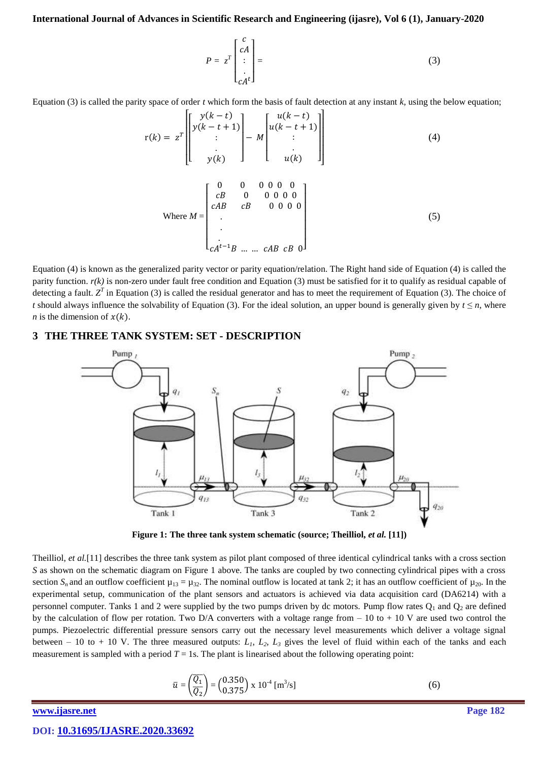$$P = z^T \begin{bmatrix} c \\ cA \\ : \\ . \\ cA^t \end{bmatrix} = \quad (3)$$

Equation (3) is called the parity space of order $t$ which form the basis of fault detection at any instant $k$, using the below equation;

$$r(k) = z^T \left[ \begin{bmatrix} y(k-t) \\ y(k-t+1) \\ : \\ . \\ y(k) \end{bmatrix} - M \begin{bmatrix} u(k-t) \\ u(k-t+1) \\ : \\ . \\ u(k) \end{bmatrix} \right] \quad (4)$$

$$\text{Where } M = \begin{bmatrix} 0 & 0 & 0\ 0\ 0 & 0 \\ cB & 0 & 0\ 0\ 0\ 0 & \\ cAB & cB & 0\ 0\ 0\ 0 & \\ . & & & \\ . & & & \\ . & & & \\ cA^{t-1}B & \ldots\ \ldots & cAB\ \ cB & 0 \end{bmatrix} \quad (5)$$

Equation (4) is known as the generalized parity vector or parity equation/relation. The Right hand side of Equation (4) is called the parity function. $r(k)$ is non-zero under fault free condition and Equation (3) must be satisfied for it to qualify as residual capable of detecting a fault. $Z^T$ in Equation (3) is called the residual generator and has to meet the requirement of Equation (3). The choice of $t$ should always influence the solvability of Equation (3). For the ideal solution, an upper bound is generally given by $t \leq n$, where $n$ is the dimension of $x(k)$.

## 3 THE THREE TANK SYSTEM: SET - DESCRIPTION

**Figure 1: The three tank system schematic (source; Theilliol, *et al.* [11])**

Theilliol, *et al.*[11] describes the three tank system as pilot plant composed of three identical cylindrical tanks with a cross section $S$ as shown on the schematic diagram on Figure 1 above. The tanks are coupled by two connecting cylindrical pipes with a cross section $S_n$ and an outflow coefficient $\mu_{13} = \mu_{32}$. The nominal outflow is located at tank 2; it has an outflow coefficient of $\mu_{20}$. In the experimental setup, communication of the plant sensors and actuators is achieved via data acquisition card (DA6214) with a personnel computer. Tanks 1 and 2 were supplied by the two pumps driven by dc motors. Pump flow rates $Q_1$ and $Q_2$ are defined by the calculation of flow per rotation. Two D/A converters with a voltage range from – 10 to + 10 V are used two control the pumps. Piezoelectric differential pressure sensors carry out the necessary level measurements which deliver a voltage signal between – 10 to + 10 V. The three measured outputs: $L_1$, $L_2$, $L_3$ gives the level of fluid within each of the tanks and each measurement is sampled with a period $T$ = 1s. The plant is linearised about the following operating point:

$$\bar{u} = \begin{pmatrix} \overline{Q_1} \\ \overline{Q_2} \end{pmatrix} = \begin{pmatrix} 0.350 \\ 0.375 \end{pmatrix} \times 10^{-4}\ [\text{m}^3/\text{s}] \quad (6)$$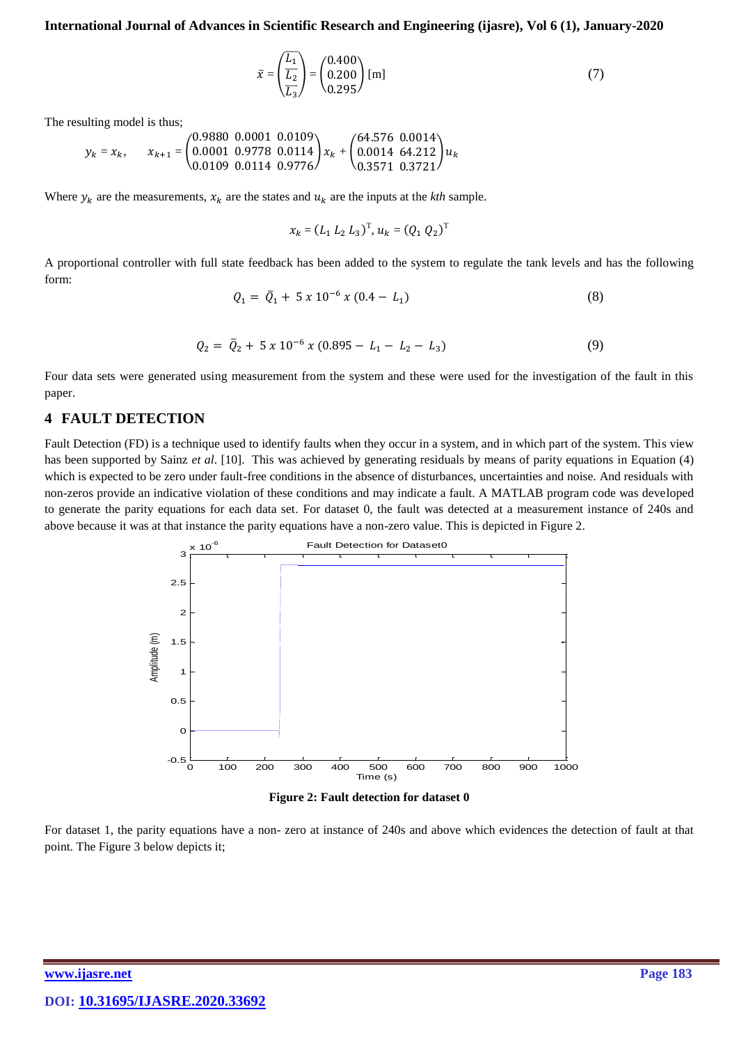$$\bar{x} = \begin{pmatrix} \overline{L_1} \\ \overline{L_2} \\ \overline{L_3} \end{pmatrix} = \begin{pmatrix} 0.400 \\ 0.200 \\ 0.295 \end{pmatrix} \text{[m]} \tag{7}$$

The resulting model is thus;

$$y_k = x_k, \qquad x_{k+1} = \begin{pmatrix} 0.9880 & 0.0001 & 0.0109 \\ 0.0001 & 0.9778 & 0.0114 \\ 0.0109 & 0.0114 & 0.9776 \end{pmatrix} x_k + \begin{pmatrix} 64.576 & 0.0014 \\ 0.0014 & 64.212 \\ 0.3571 & 0.3721 \end{pmatrix} u_k$$

Where $y_k$ are the measurements, $x_k$ are the states and $u_k$ are the inputs at the *kth* sample.

$$x_k = (L_1\ L_2\ L_3)^{\mathrm{T}},\ u_k = (Q_1\ Q_2)^{\mathrm{T}}$$

A proportional controller with full state feedback has been added to the system to regulate the tank levels and has the following form:

$$Q_1 = \bar{Q}_1 + 5 \times 10^{-6} \times (0.4 - L_1) \tag{8}$$

$$Q_2 = \bar{Q}_2 + 5 \times 10^{-6} \times (0.895 - L_1 - L_2 - L_3) \tag{9}$$

Four data sets were generated using measurement from the system and these were used for the investigation of the fault in this paper.

## 4 FAULT DETECTION

Fault Detection (FD) is a technique used to identify faults when they occur in a system, and in which part of the system. This view has been supported by Sainz *et al*. [10]. This was achieved by generating residuals by means of parity equations in Equation (4) which is expected to be zero under fault-free conditions in the absence of disturbances, uncertainties and noise. And residuals with non-zeros provide an indicative violation of these conditions and may indicate a fault. A MATLAB program code was developed to generate the parity equations for each data set. For dataset 0, the fault was detected at a measurement instance of 240s and above because it was at that instance the parity equations have a non-zero value. This is depicted in Figure 2.

**Figure 2: Fault detection for dataset 0**

For dataset 1, the parity equations have a non- zero at instance of 240s and above which evidences the detection of fault at that point. The Figure 3 below depicts it;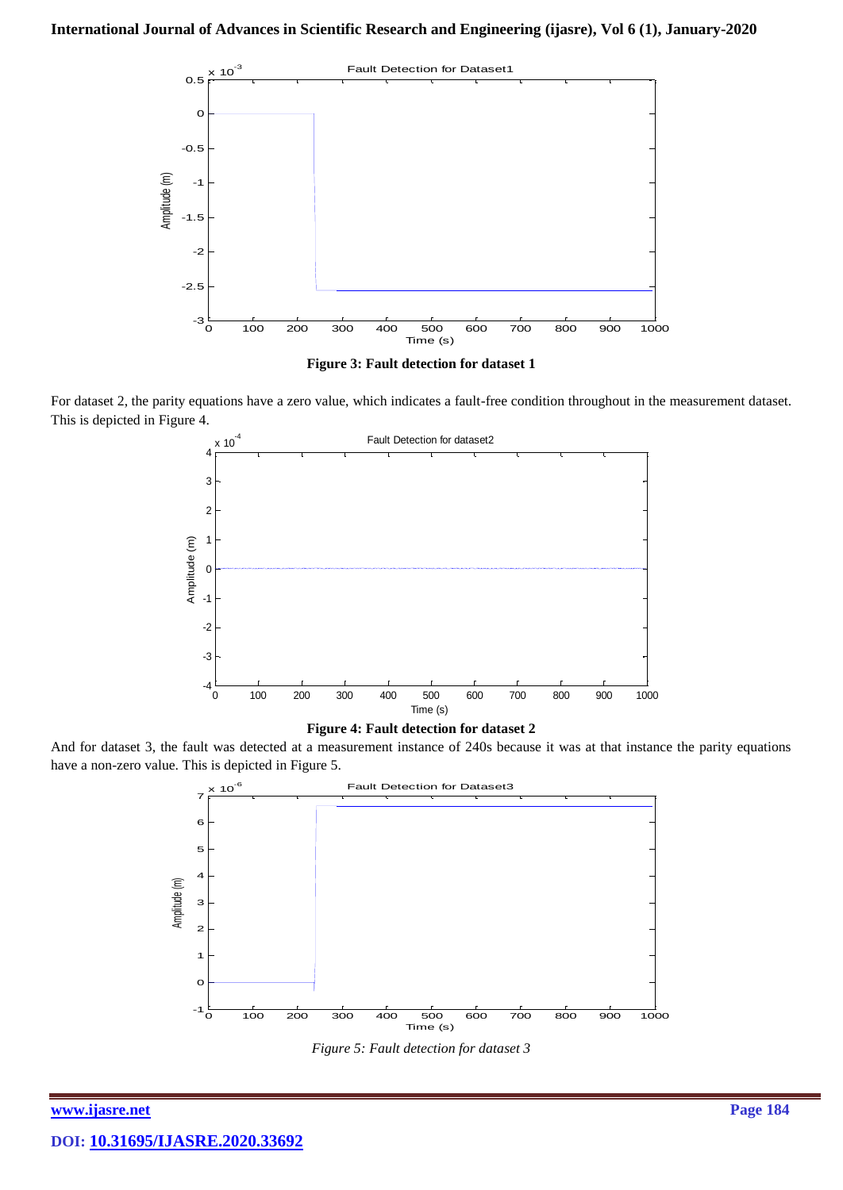**Figure 3: Fault detection for dataset 1**

For dataset 2, the parity equations have a zero value, which indicates a fault-free condition throughout in the measurement dataset. This is depicted in Figure 4.

**Figure 4: Fault detection for dataset 2**

And for dataset 3, the fault was detected at a measurement instance of 240s because it was at that instance the parity equations have a non-zero value. This is depicted in Figure 5.

*Figure 5: Fault detection for dataset 3*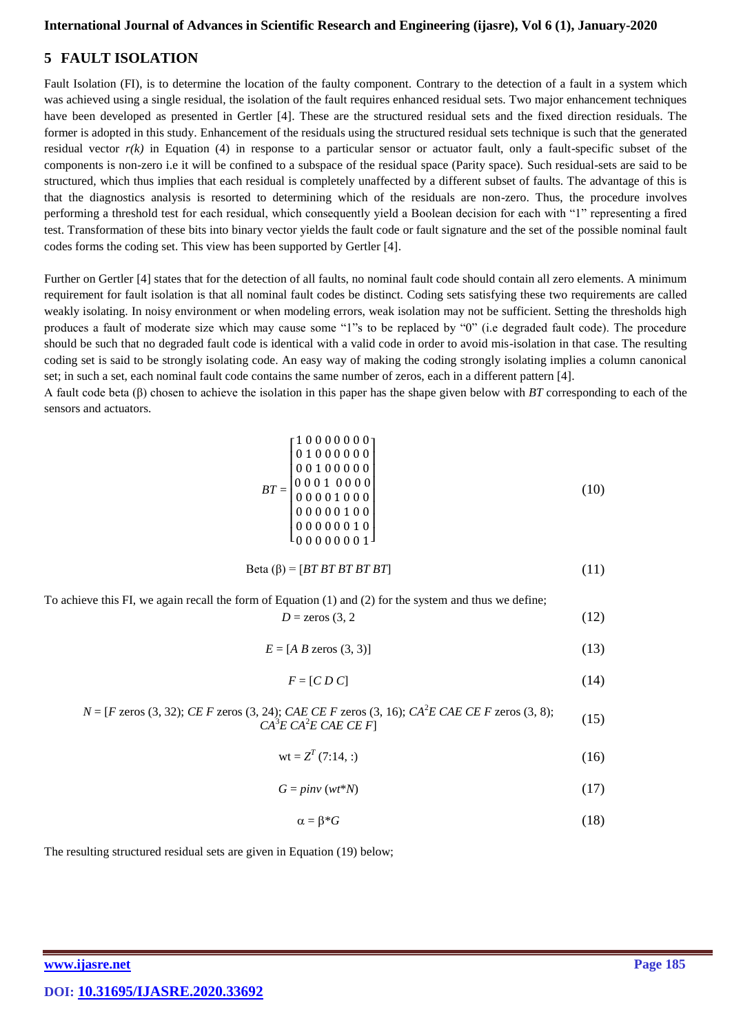## 5 FAULT ISOLATION

Fault Isolation (FI), is to determine the location of the faulty component. Contrary to the detection of a fault in a system which was achieved using a single residual, the isolation of the fault requires enhanced residual sets. Two major enhancement techniques have been developed as presented in Gertler [4]. These are the structured residual sets and the fixed direction residuals. The former is adopted in this study. Enhancement of the residuals using the structured residual sets technique is such that the generated residual vector $r(k)$ in Equation (4) in response to a particular sensor or actuator fault, only a fault-specific subset of the components is non-zero i.e it will be confined to a subspace of the residual space (Parity space). Such residual-sets are said to be structured, which thus implies that each residual is completely unaffected by a different subset of faults. The advantage of this is that the diagnostics analysis is resorted to determining which of the residuals are non-zero. Thus, the procedure involves performing a threshold test for each residual, which consequently yield a Boolean decision for each with "1" representing a fired test. Transformation of these bits into binary vector yields the fault code or fault signature and the set of the possible nominal fault codes forms the coding set. This view has been supported by Gertler [4].

Further on Gertler [4] states that for the detection of all faults, no nominal fault code should contain all zero elements. A minimum requirement for fault isolation is that all nominal fault codes be distinct. Coding sets satisfying these two requirements are called weakly isolating. In noisy environment or when modeling errors, weak isolation may not be sufficient. Setting the thresholds high produces a fault of moderate size which may cause some "1"s to be replaced by "0" (i.e degraded fault code). The procedure should be such that no degraded fault code is identical with a valid code in order to avoid mis-isolation in that case. The resulting coding set is said to be strongly isolating code. An easy way of making the coding strongly isolating implies a column canonical set; in such a set, each nominal fault code contains the same number of zeros, each in a different pattern [4].

A fault code beta (β) chosen to achieve the isolation in this paper has the shape given below with *BT* corresponding to each of the sensors and actuators.

$$BT = \begin{bmatrix} 1\,0\,0\,0\,0\,0\,0\,0 \\ 0\,1\,0\,0\,0\,0\,0\,0 \\ 0\,0\,1\,0\,0\,0\,0\,0 \\ 0\,0\,0\,1\;\,0\,0\,0\,0 \\ 0\,0\,0\,0\,1\,0\,0\,0 \\ 0\,0\,0\,0\,0\,1\,0\,0 \\ 0\,0\,0\,0\,0\,0\,1\,0 \\ 0\,0\,0\,0\,0\,0\,0\,1 \end{bmatrix} \tag{10}$$

$$\text{Beta } (\beta) = [BT\ BT\ BT\ BT\ BT] \tag{11}$$

To achieve this FI, we again recall the form of Equation (1) and (2) for the system and thus we define;

$$D = \text{zeros } (3, 2 \tag{12}$$

$$E = [A\ B \text{ zeros } (3, 3)] \tag{13}$$

$$F = [C\ D\ C] \tag{14}$$

$$N = [F \text{ zeros } (3, 32);\ CE\ F \text{ zeros } (3, 24);\ CAE\ CE\ F \text{ zeros } (3, 16);\ CA^2E\ CAE\ CE\ F \text{ zeros } (3, 8);\ CA^3E\ CA^2E\ CAE\ CE\ F] \tag{15}$$

$$\text{wt} = Z^T\,(7{:}14, :) \tag{16}$$

$$G = pinv\,(wt*N) \tag{17}$$

$$\alpha = \beta * G \tag{18}$$

The resulting structured residual sets are given in Equation (19) below;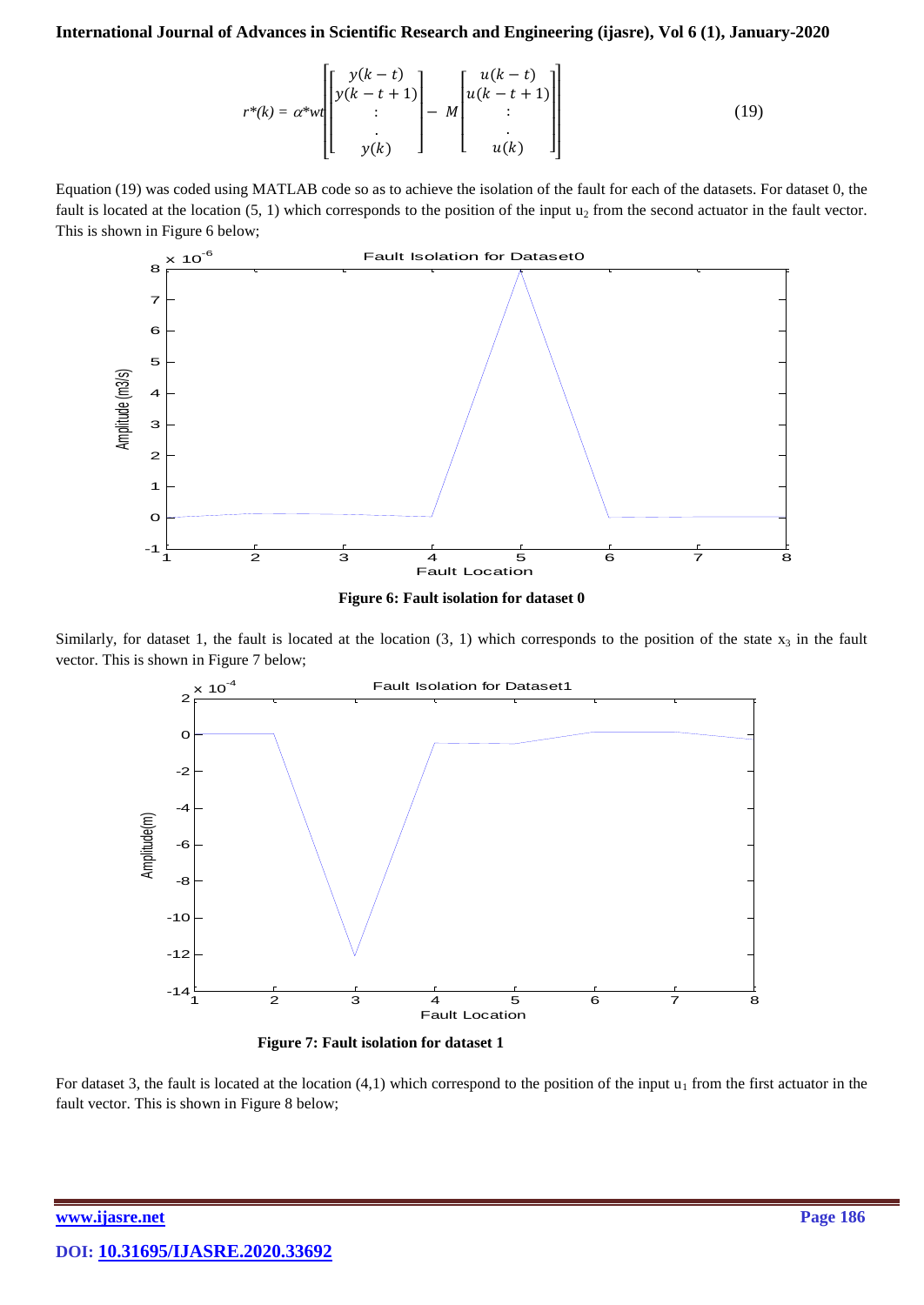$$r^*(k) = \alpha^* wt \left[ \begin{bmatrix} y(k-t) \\ y(k-t+1) \\ \vdots \\ . \\ y(k) \end{bmatrix} - M \begin{bmatrix} u(k-t) \\ u(k-t+1) \\ \vdots \\ . \\ u(k) \end{bmatrix} \right] \tag{19}$$

Equation (19) was coded using MATLAB code so as to achieve the isolation of the fault for each of the datasets. For dataset 0, the fault is located at the location (5, 1) which corresponds to the position of the input $u_2$ from the second actuator in the fault vector. This is shown in Figure 6 below;

**Figure 6: Fault isolation for dataset 0**

Similarly, for dataset 1, the fault is located at the location (3, 1) which corresponds to the position of the state $x_3$ in the fault vector. This is shown in Figure 7 below;

**Figure 7: Fault isolation for dataset 1**

For dataset 3, the fault is located at the location (4,1) which correspond to the position of the input $u_1$ from the first actuator in the fault vector. This is shown in Figure 8 below;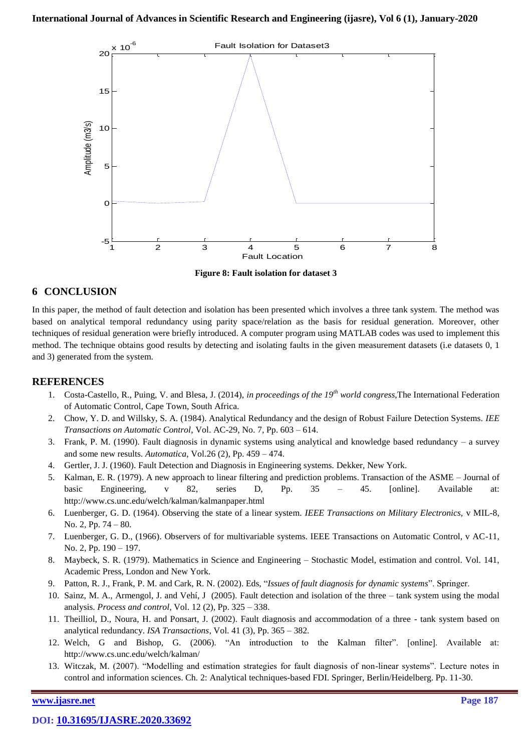Fault Isolation for Dataset3

× 10^-6

Amplitude (m3/s)

20
15
10
5
0
-5

1 2 3 4 5 6 7 8

Fault Location

**Figure 8: Fault isolation for dataset 3**

## 6 CONCLUSION

In this paper, the method of fault detection and isolation has been presented which involves a three tank system. The method was based on analytical temporal redundancy using parity space/relation as the basis for residual generation. Moreover, other techniques of residual generation were briefly introduced. A computer program using MATLAB codes was used to implement this method. The technique obtains good results by detecting and isolating faults in the given measurement datasets (i.e datasets 0, 1 and 3) generated from the system.

## REFERENCES

1. Costa-Castello, R., Puing, V. and Blesa, J. (2014), *in proceedings of the 19th world congress*,The International Federation of Automatic Control, Cape Town, South Africa.
2. Chow, Y. D. and Willsky, S. A. (1984). Analytical Redundancy and the design of Robust Failure Detection Systems. *IEE Transactions on Automatic Control*, Vol. AC-29, No. 7, Pp. 603 – 614.
3. Frank, P. M. (1990). Fault diagnosis in dynamic systems using analytical and knowledge based redundancy – a survey and some new results. *Automatica*, Vol.26 (2), Pp. 459 – 474.
4. Gertler, J. J. (1960). Fault Detection and Diagnosis in Engineering systems. Dekker, New York.
5. Kalman, E. R. (1979). A new approach to linear filtering and prediction problems. Transaction of the ASME – Journal of basic Engineering, v 82, series D, Pp. 35 – 45. [online]. Available at: http://www.cs.unc.edu/welch/kalman/kalmanpaper.html
6. Luenberger, G. D. (1964). Observing the state of a linear system. *IEEE Transactions on Military Electronics*, v MIL-8, No. 2, Pp. 74 – 80.
7. Luenberger, G. D., (1966). Observers of for multivariable systems. IEEE Transactions on Automatic Control, v AC-11, No. 2, Pp. 190 – 197.
8. Maybeck, S. R. (1979). Mathematics in Science and Engineering – Stochastic Model, estimation and control. Vol. 141, Academic Press, London and New York.
9. Patton, R. J., Frank, P. M. and Cark, R. N. (2002). Eds, "*Issues of fault diagnosis for dynamic systems*". Springer.
10. Sainz, M. A., Armengol, J. and Vehí, J (2005). Fault detection and isolation of the three – tank system using the modal analysis. *Process and control*, Vol. 12 (2), Pp. 325 – 338.
11. Theilliol, D., Noura, H. and Ponsart, J. (2002). Fault diagnosis and accommodation of a three - tank system based on analytical redundancy. *ISA Transactions*, Vol. 41 (3), Pp. 365 – 382.
12. Welch, G and Bishop, G. (2006). "An introduction to the Kalman filter". [online]. Available at: http://www.cs.unc.edu/welch/kalman/
13. Witczak, M. (2007). "Modelling and estimation strategies for fault diagnosis of non-linear systems". Lecture notes in control and information sciences. Ch. 2: Analytical techniques-based FDI. Springer, Berlin/Heidelberg. Pp. 11-30.